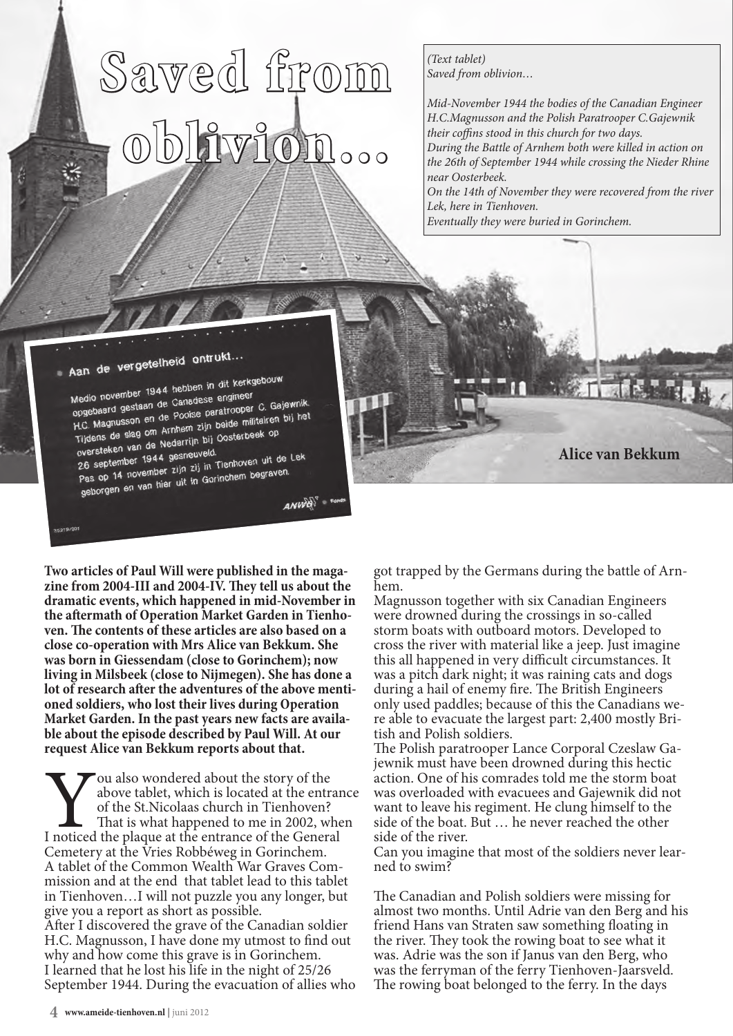# Saved from oblivion...

*(Text tablet)*
*Saved from oblivion…*

*Mid-November 1944 the bodies of the Canadian Engineer H.C.Magnusson and the Polish Paratrooper C.Gajewnik their coffins stood in this church for two days.*
*During the Battle of Arnhem both were killed in action on the 26th of September 1944 while crossing the Nieder Rhine near Oosterbeek.*
*On the 14th of November they were recovered from the river Lek, here in Tienhoven.*
*Eventually they were buried in Gorinchem.*

Aan de vergetelheid ontrukt...

Medio november 1944 hebben in dit kerkgebouw opgebaard gestaan de Canadese engineer H.C. Magnusson en de Poolse paratrooper C. Gajewnik. Tijdens de slag om Arnhem zijn beide militairen bij het oversteken van de Nederrijn bij Oosterbeek op 26 september 1944 gesneuveld. Pas op 14 november zijn zij in Tienhoven uit de Lek geborgen en van hier uit in Gorinchem begraven.

ANWB Fonds

**Alice van Bekkum**

**Two articles of Paul Will were published in the magazine from 2004-III and 2004-IV. They tell us about the dramatic events, which happened in mid-November in the aftermath of Operation Market Garden in Tienhoven. The contents of these articles are also based on a close co-operation with Mrs Alice van Bekkum. She was born in Giessendam (close to Gorinchem); now living in Milsbeek (close to Nijmegen). She has done a lot of research after the adventures of the above mentioned soldiers, who lost their lives during Operation Market Garden. In the past years new facts are available about the episode described by Paul Will. At our request Alice van Bekkum reports about that.**

You also wondered about the story of the above tablet, which is located at the entrance of the St.Nicolaas church in Tienhoven? That is what happened to me in 2002, when I noticed the plaque at the entrance of the General Cemetery at the Vries Robbéweg in Gorinchem. A tablet of the Common Wealth War Graves Commission and at the end that tablet lead to this tablet in Tienhoven…I will not puzzle you any longer, but give you a report as short as possible.
After I discovered the grave of the Canadian soldier H.C. Magnusson, I have done my utmost to find out why and how come this grave is in Gorinchem. I learned that he lost his life in the night of 25/26 September 1944. During the evacuation of allies who got trapped by the Germans during the battle of Arnhem.
Magnusson together with six Canadian Engineers were drowned during the crossings in so-called storm boats with outboard motors. Developed to cross the river with material like a jeep. Just imagine this all happened in very difficult circumstances. It was a pitch dark night; it was raining cats and dogs during a hail of enemy fire. The British Engineers only used paddles; because of this the Canadians were able to evacuate the largest part: 2,400 mostly British and Polish soldiers.
The Polish paratrooper Lance Corporal Czeslaw Gajewnik must have been drowned during this hectic action. One of his comrades told me the storm boat was overloaded with evacuees and Gajewnik did not want to leave his regiment. He clung himself to the side of the boat. But … he never reached the other side of the river.
Can you imagine that most of the soldiers never learned to swim?

The Canadian and Polish soldiers were missing for almost two months. Until Adrie van den Berg and his friend Hans van Straten saw something floating in the river. They took the rowing boat to see what it was. Adrie was the son if Janus van den Berg, who was the ferryman of the ferry Tienhoven-Jaarsveld. The rowing boat belonged to the ferry. In the days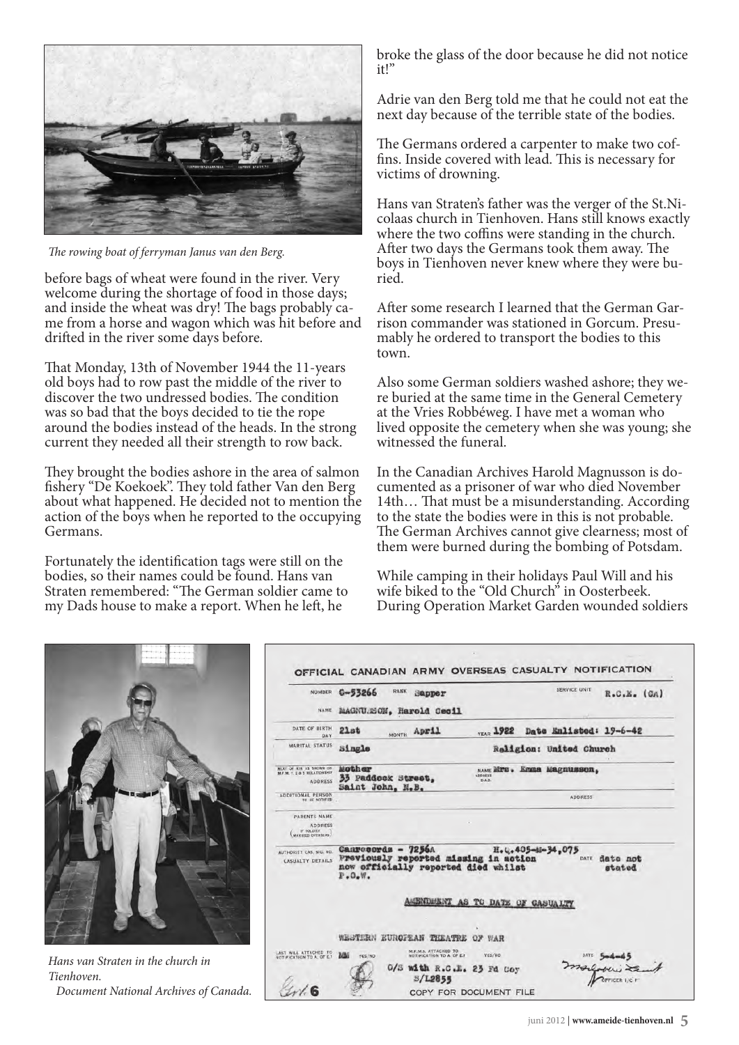*The rowing boat of ferryman Janus van den Berg.*

before bags of wheat were found in the river. Very welcome during the shortage of food in those days; and inside the wheat was dry! The bags probably came from a horse and wagon which was hit before and drifted in the river some days before.

That Monday, 13th of November 1944 the 11-years old boys had to row past the middle of the river to discover the two undressed bodies. The condition was so bad that the boys decided to tie the rope around the bodies instead of the heads. In the strong current they needed all their strength to row back.

They brought the bodies ashore in the area of salmon fishery "De Koekoek". They told father Van den Berg about what happened. He decided not to mention the action of the boys when he reported to the occupying Germans.

Fortunately the identification tags were still on the bodies, so their names could be found. Hans van Straten remembered: "The German soldier came to my Dads house to make a report. When he left, he broke the glass of the door because he did not notice it!"

Adrie van den Berg told me that he could not eat the next day because of the terrible state of the bodies.

The Germans ordered a carpenter to make two coffins. Inside covered with lead. This is necessary for victims of drowning.

Hans van Straten's father was the verger of the St.Nicolaas church in Tienhoven. Hans still knows exactly where the two coffins were standing in the church. After two days the Germans took them away. The boys in Tienhoven never knew where they were buried.

After some research I learned that the German Garrison commander was stationed in Gorcum. Presumably he ordered to transport the bodies to this town.

Also some German soldiers washed ashore; they were buried at the same time in the General Cemetery at the Vries Robbéweg. I have met a woman who lived opposite the cemetery when she was young; she witnessed the funeral.

In the Canadian Archives Harold Magnusson is documented as a prisoner of war who died November 14th… That must be a misunderstanding. According to the state the bodies were in this is not probable. The German Archives cannot give clearness; most of them were burned during the bombing of Potsdam.

While camping in their holidays Paul Will and his wife biked to the "Old Church" in Oosterbeek. During Operation Market Garden wounded soldiers

*Hans van Straten in the church in Tienhoven.*

OFFICIAL CANADIAN ARMY OVERSEAS CASUALTY NOTIFICATION

NUMBER C-53266 RANK Sapper SERVICE UNIT R.C.E. (CA)

NAME MAGNUSSON, Harold Cecil

DATE OF BIRTH 21st MONTH April YEAR 1922 Date Enlisted: 19-6-42

MARITAL STATUS Single Religion: United Church

NEXT OF KIN AS SHOWN ON M.F.M. 1 & 2 RELATIONSHIP Mother NAME Mrs. Emma Magnusson, ADDRESS 33 Paddock Street, Saint John, N.B.

ADDITIONAL PERSON TO BE NOTIFIED ADDRESS

PARENTS NAME ADDRESS

AUTHORITY CAS. SIG. NO. Canrecords - 7256A H.Q.405-M-34,075

CASUALTY DETAILS Previously reported missing in action now officially reported died whilst P.O.W. DATE date not stated

AMENDMENT AS TO DATE OF CASUALTY

WESTERN EUROPEAN THEATRE OF WAR

O/S with R.C.E. 23 Fd Coy S/L2855 DATE 5-4-45

COPY FOR DOCUMENT FILE

*Document National Archives of Canada.*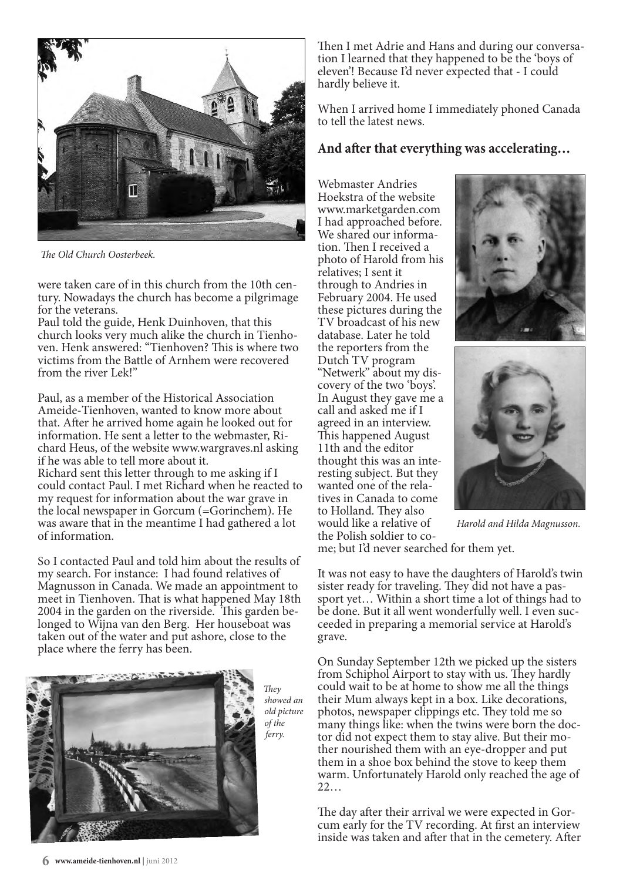*The Old Church Oosterbeek.*

were taken care of in this church from the 10th century. Nowadays the church has become a pilgrimage for the veterans.

Paul told the guide, Henk Duinhoven, that this church looks very much alike the church in Tienhoven. Henk answered: "Tienhoven? This is where two victims from the Battle of Arnhem were recovered from the river Lek!"

Paul, as a member of the Historical Association Ameide-Tienhoven, wanted to know more about that. After he arrived home again he looked out for information. He sent a letter to the webmaster, Richard Heus, of the website www.wargraves.nl asking if he was able to tell more about it.

Richard sent this letter through to me asking if I could contact Paul. I met Richard when he reacted to my request for information about the war grave in the local newspaper in Gorcum (=Gorinchem). He was aware that in the meantime I had gathered a lot of information.

So I contacted Paul and told him about the results of my search. For instance: I had found relatives of Magnusson in Canada. We made an appointment to meet in Tienhoven. That is what happened May 18th 2004 in the garden on the riverside. This garden belonged to Wijna van den Berg. Her houseboat was taken out of the water and put ashore, close to the place where the ferry has been.

*They showed an old picture of the ferry.*

Then I met Adrie and Hans and during our conversation I learned that they happened to be the 'boys of eleven'! Because I'd never expected that - I could hardly believe it.

When I arrived home I immediately phoned Canada to tell the latest news.

## And after that everything was accelerating…

Webmaster Andries Hoekstra of the website www.marketgarden.com I had approached before. We shared our information. Then I received a photo of Harold from his relatives; I sent it through to Andries in February 2004. He used these pictures during the TV broadcast of his new database. Later he told the reporters from the Dutch TV program "Netwerk" about my discovery of the two 'boys'. In August they gave me a call and asked me if I agreed in an interview. This happened August 11th and the editor thought this was an interesting subject. But they wanted one of the relatives in Canada to come to Holland. They also would like a relative of the Polish soldier to come; but I'd never searched for them yet.

*Harold and Hilda Magnusson.*

It was not easy to have the daughters of Harold's twin sister ready for traveling. They did not have a passport yet… Within a short time a lot of things had to be done. But it all went wonderfully well. I even succeeded in preparing a memorial service at Harold's grave.

On Sunday September 12th we picked up the sisters from Schiphol Airport to stay with us. They hardly could wait to be at home to show me all the things their Mum always kept in a box. Like decorations, photos, newspaper clippings etc. They told me so many things like: when the twins were born the doctor did not expect them to stay alive. But their mother nourished them with an eye-dropper and put them in a shoe box behind the stove to keep them warm. Unfortunately Harold only reached the age of 22…

The day after their arrival we were expected in Gorcum early for the TV recording. At first an interview inside was taken and after that in the cemetery. After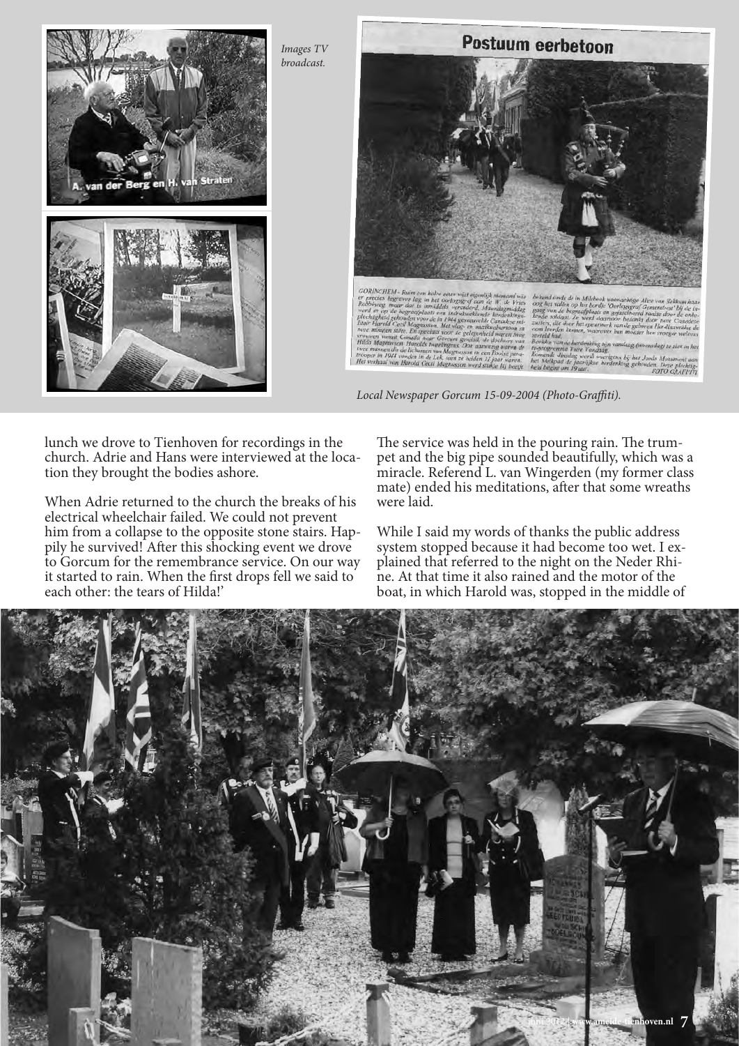*Images TV broadcast.*

*Local Newspaper Gorcum 15-09-2004 (Photo-Graffiti).*

lunch we drove to Tienhoven for recordings in the church. Adrie and Hans were interviewed at the location they brought the bodies ashore.

When Adrie returned to the church the breaks of his electrical wheelchair failed. We could not prevent him from a collapse to the opposite stone stairs. Happily he survived! After this shocking event we drove to Gorcum for the remembrance service. On our way it started to rain. When the first drops fell we said to each other: the tears of Hilda!'

The service was held in the pouring rain. The trumpet and the big pipe sounded beautifully, which was a miracle. Referend L. van Wingerden (my former class mate) ended his meditations, after that some wreaths were laid.

While I said my words of thanks the public address system stopped because it had become too wet. I explained that referred to the night on the Neder Rhine. At that time it also rained and the motor of the boat, in which Harold was, stopped in the middle of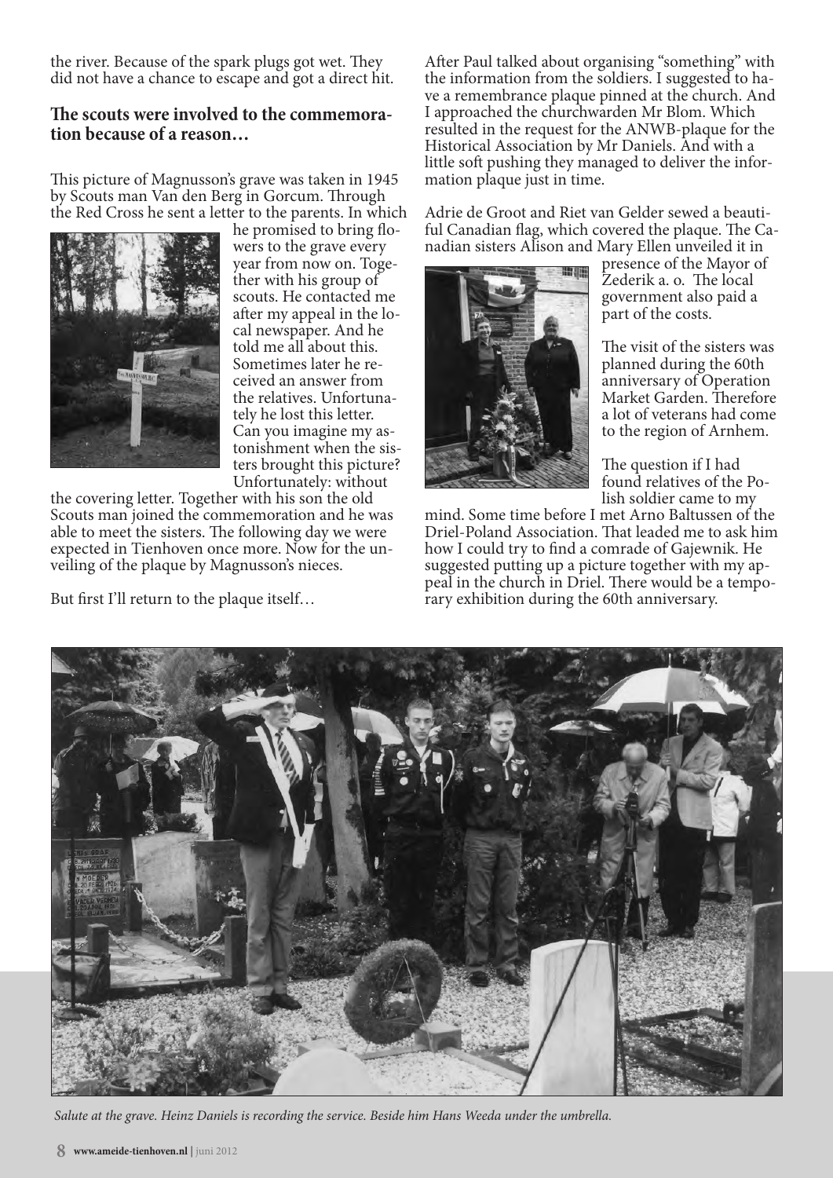the river. Because of the spark plugs got wet. They did not have a chance to escape and got a direct hit.

### The scouts were involved to the commemoration because of a reason…

This picture of Magnusson's grave was taken in 1945 by Scouts man Van den Berg in Gorcum. Through the Red Cross he sent a letter to the parents. In which he promised to bring flowers to the grave every year from now on. Together with his group of scouts. He contacted me after my appeal in the local newspaper. And he told me all about this. Sometimes later he received an answer from the relatives. Unfortunately he lost this letter. Can you imagine my astonishment when the sisters brought this picture? Unfortunately: without the covering letter. Together with his son the old Scouts man joined the commemoration and he was able to meet the sisters. The following day we were expected in Tienhoven once more. Now for the unveiling of the plaque by Magnusson's nieces.

But first I'll return to the plaque itself…

After Paul talked about organising "something" with the information from the soldiers. I suggested to have a remembrance plaque pinned at the church. And I approached the churchwarden Mr Blom. Which resulted in the request for the ANWB-plaque for the Historical Association by Mr Daniels. And with a little soft pushing they managed to deliver the information plaque just in time.

Adrie de Groot and Riet van Gelder sewed a beautiful Canadian flag, which covered the plaque. The Canadian sisters Alison and Mary Ellen unveiled it in presence of the Mayor of Zederik a. o. The local government also paid a part of the costs.

The visit of the sisters was planned during the 60th anniversary of Operation Market Garden. Therefore a lot of veterans had come to the region of Arnhem.

The question if I had found relatives of the Polish soldier came to my mind. Some time before I met Arno Baltussen of the Driel-Poland Association. That leaded me to ask him how I could try to find a comrade of Gajewnik. He suggested putting up a picture together with my appeal in the church in Driel. There would be a temporary exhibition during the 60th anniversary.

*Salute at the grave. Heinz Daniels is recording the service. Beside him Hans Weeda under the umbrella.*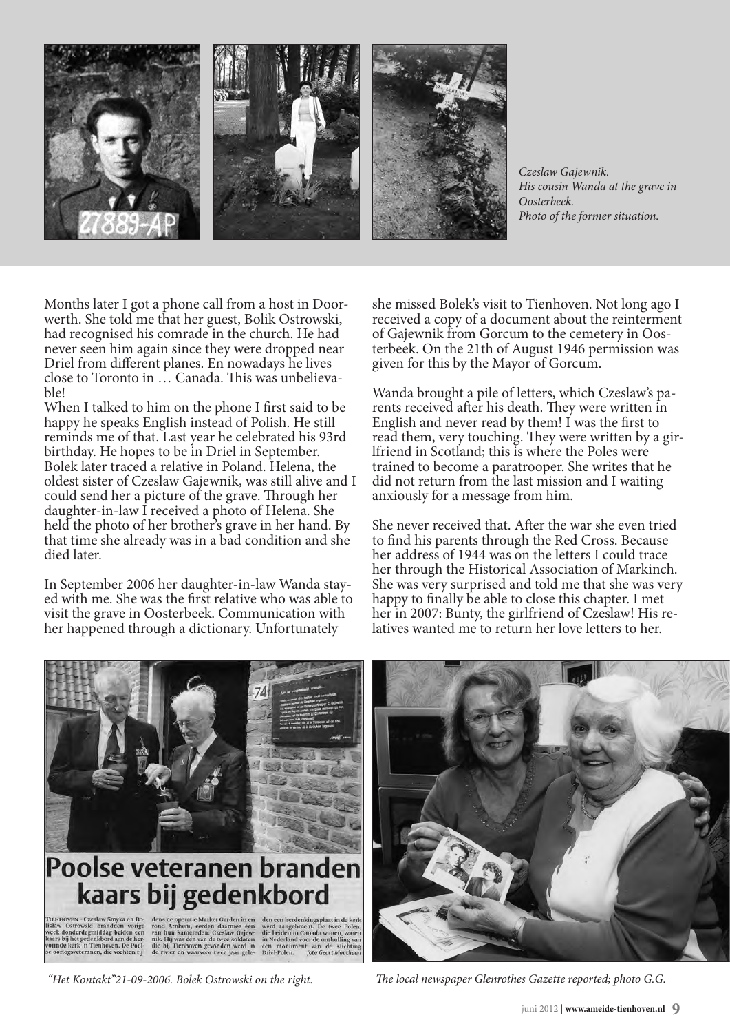*Czeslaw Gajewnik.*
*His cousin Wanda at the grave in Oosterbeek.*
*Photo of the former situation.*

Months later I got a phone call from a host in Doorwerth. She told me that her guest, Bolik Ostrowski, had recognised his comrade in the church. He had never seen him again since they were dropped near Driel from different planes. En nowadays he lives close to Toronto in … Canada. This was unbelievable!

When I talked to him on the phone I first said to be happy he speaks English instead of Polish. He still reminds me of that. Last year he celebrated his 93rd birthday. He hopes to be in Driel in September. Bolek later traced a relative in Poland. Helena, the oldest sister of Czeslaw Gajewnik, was still alive and I could send her a picture of the grave. Through her daughter-in-law I received a photo of Helena. She held the photo of her brother's grave in her hand. By that time she already was in a bad condition and she died later.

In September 2006 her daughter-in-law Wanda stayed with me. She was the first relative who was able to visit the grave in Oosterbeek. Communication with her happened through a dictionary. Unfortunately she missed Bolek's visit to Tienhoven. Not long ago I received a copy of a document about the reinterment of Gajewnik from Gorcum to the cemetery in Oosterbeek. On the 21th of August 1946 permission was given for this by the Mayor of Gorcum.

Wanda brought a pile of letters, which Czeslaw's parents received after his death. They were written in English and never read by them! I was the first to read them, very touching. They were written by a girlfriend in Scotland; this is where the Poles were trained to become a paratrooper. She writes that he did not return from the last mission and I waiting anxiously for a message from him.

She never received that. After the war she even tried to find his parents through the Red Cross. Because her address of 1944 was on the letters I could trace her through the Historical Association of Markinch. She was very surprised and told me that she was very happy to finally be able to close this chapter. I met her in 2007: Bunty, the girlfriend of Czeslaw! His relatives wanted me to return her love letters to her.

*"Het Kontakt" 21-09-2006. Bolek Ostrowski on the right.*

*The local newspaper Glenrothes Gazette reported; photo G.G.*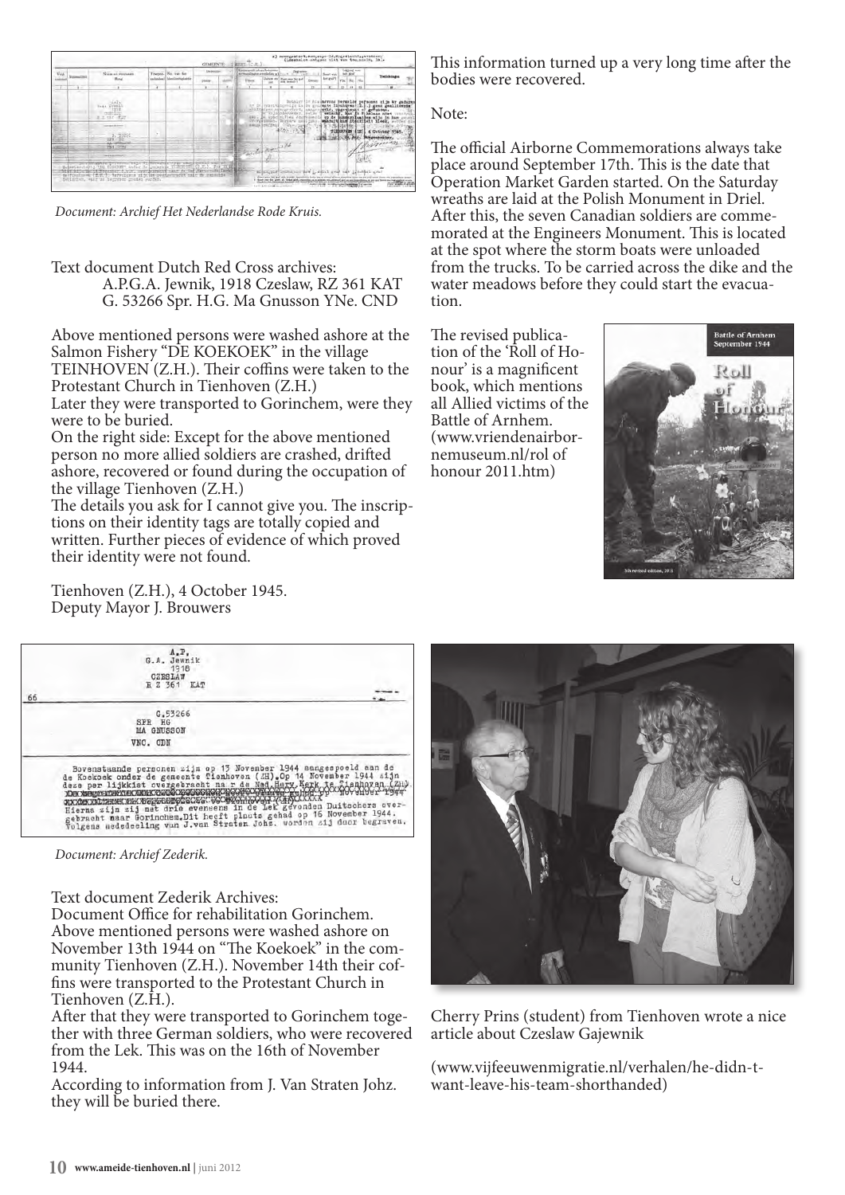*Document: Archief Het Nederlandse Rode Kruis.*

Text document Dutch Red Cross archives:
A.P.G.A. Jewnik, 1918 Czeslaw, RZ 361 KAT
G. 53266 Spr. H.G. Ma Gnusson YNe. CND

Above mentioned persons were washed ashore at the Salmon Fishery "DE KOEKOEK" in the village TEINHOVEN (Z.H.). Their coffins were taken to the Protestant Church in Tienhoven (Z.H.)
Later they were transported to Gorinchem, were they were to be buried.
On the right side: Except for the above mentioned person no more allied soldiers are crashed, drifted ashore, recovered or found during the occupation of the village Tienhoven (Z.H.)
The details you ask for I cannot give you. The inscriptions on their identity tags are totally copied and written. Further pieces of evidence of which proved their identity were not found.

Tienhoven (Z.H.), 4 October 1945.
Deputy Mayor J. Brouwers

*Document: Archief Zederik.*

Text document Zederik Archives:
Document Office for rehabilitation Gorinchem.
Above mentioned persons were washed ashore on November 13th 1944 on "The Koekoek" in the community Tienhoven (Z.H.). November 14th their coffins were transported to the Protestant Church in Tienhoven (Z.H.).
After that they were transported to Gorinchem together with three German soldiers, who were recovered from the Lek. This was on the 16th of November 1944.
According to information from J. Van Straten Johz. they will be buried there.

This information turned up a very long time after the bodies were recovered.

Note:

The official Airborne Commemorations always take place around September 17th. This is the date that Operation Market Garden started. On the Saturday wreaths are laid at the Polish Monument in Driel. After this, the seven Canadian soldiers are commemorated at the Engineers Monument. This is located at the spot where the storm boats were unloaded from the trucks. To be carried across the dike and the water meadows before they could start the evacuation.

The revised publication of the 'Roll of Honour' is a magnificent book, which mentions all Allied victims of the Battle of Arnhem. (www.vriendenairbornemuseum.nl/rol of honour 2011.htm)

Cherry Prins (student) from Tienhoven wrote a nice article about Czeslaw Gajewnik

(www.vijfeeuwenmigratie.nl/verhalen/he-didn-t-want-leave-his-team-shorthanded)